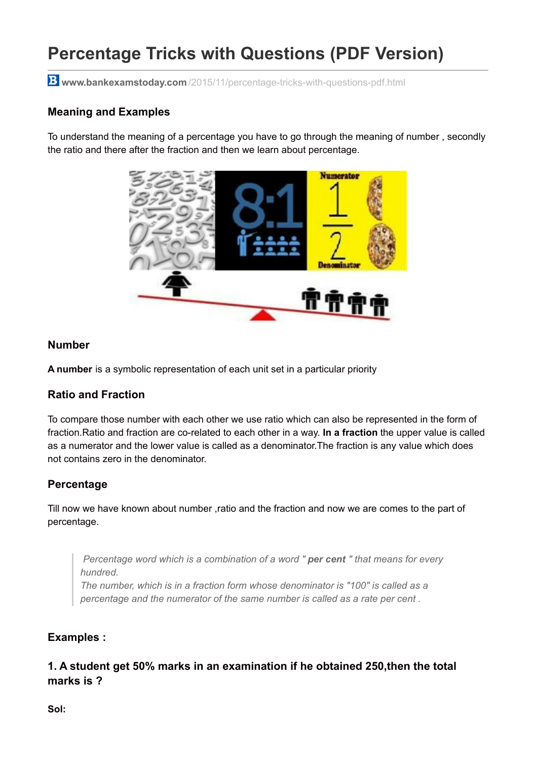# Percentage Tricks with Questions (PDF Version)

**www.bankexamstoday.com**/2015/11/percentage-tricks-with-questions-pdf.html

### Meaning and Examples

To understand the meaning of a percentage you have to go through the meaning of number , secondly the ratio and there after the fraction and then we learn about percentage.

### Number

**A number** is a symbolic representation of each unit set in a particular priority

### Ratio and Fraction

To compare those number with each other we use ratio which can also be represented in the form of fraction.Ratio and fraction are co-related to each other in a way. **In a fraction** the upper value is called as a numerator and the lower value is called as a denominator.The fraction is any value which does not contains zero in the denominator.

### Percentage

Till now we have known about number ,ratio and the fraction and now we are comes to the part of percentage.

> *Percentage word which is a combination of a word "* ***per cent*** *" that means for every hundred.*
> *The number, which is in a fraction form whose denominator is "100" is called as a percentage and the numerator of the same number is called as a rate per cent .*

### Examples :

### 1. A student get 50% marks in an examination if he obtained 250,then the total marks is ?

**Sol:**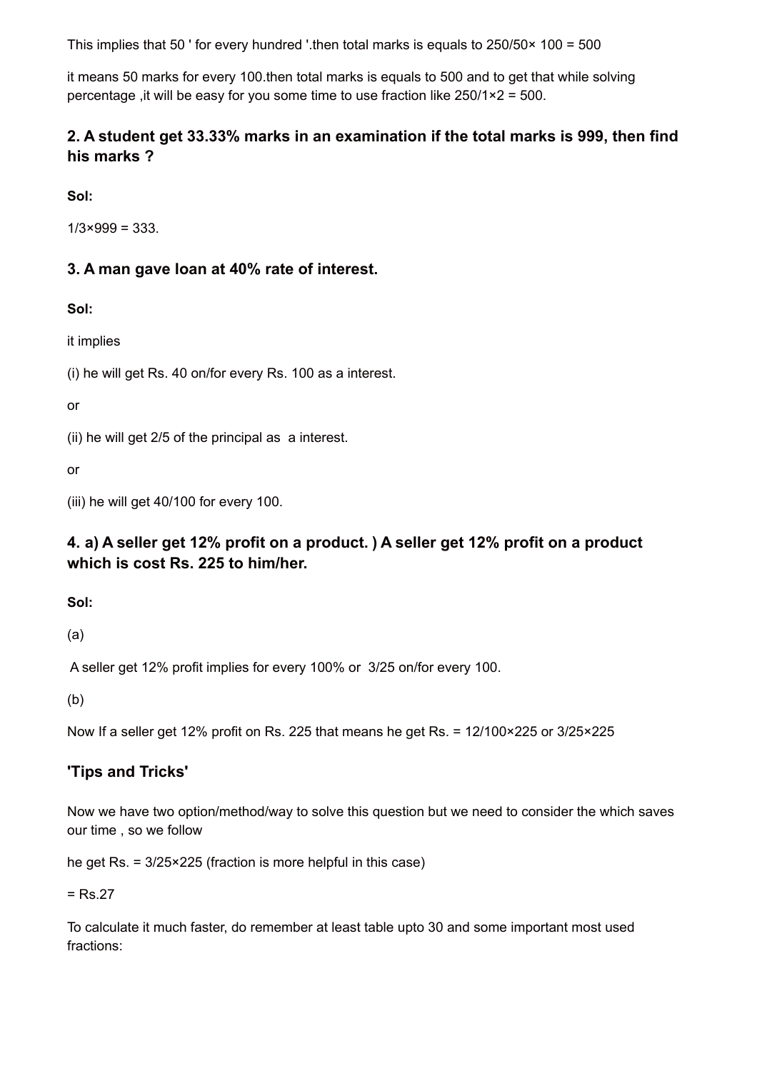This implies that 50 ' for every hundred '.then total marks is equals to $250/50\times 100 = 500$

it means 50 marks for every 100.then total marks is equals to 500 and to get that while solving percentage ,it will be easy for you some time to use fraction like $250/1\times2 = 500$.

### 2. A student get 33.33% marks in an examination if the total marks is 999, then find his marks ?

**Sol:**

$1/3\times999 = 333$.

### 3. A man gave loan at 40% rate of interest.

**Sol:**

it implies

(i) he will get Rs. 40 on/for every Rs. 100 as a interest.

or

(ii) he will get 2/5 of the principal as a interest.

or

(iii) he will get 40/100 for every 100.

### 4. a) A seller get 12% profit on a product. ) A seller get 12% profit on a product which is cost Rs. 225 to him/her.

**Sol:**

(a)

A seller get 12% profit implies for every 100% or 3/25 on/for every 100.

(b)

Now If a seller get 12% profit on Rs. 225 that means he get Rs. = $12/100\times225$ or $3/25\times225$

### 'Tips and Tricks'

Now we have two option/method/way to solve this question but we need to consider the which saves our time , so we follow

he get Rs. = $3/25\times225$ (fraction is more helpful in this case)

= Rs.27

To calculate it much faster, do remember at least table upto 30 and some important most used fractions: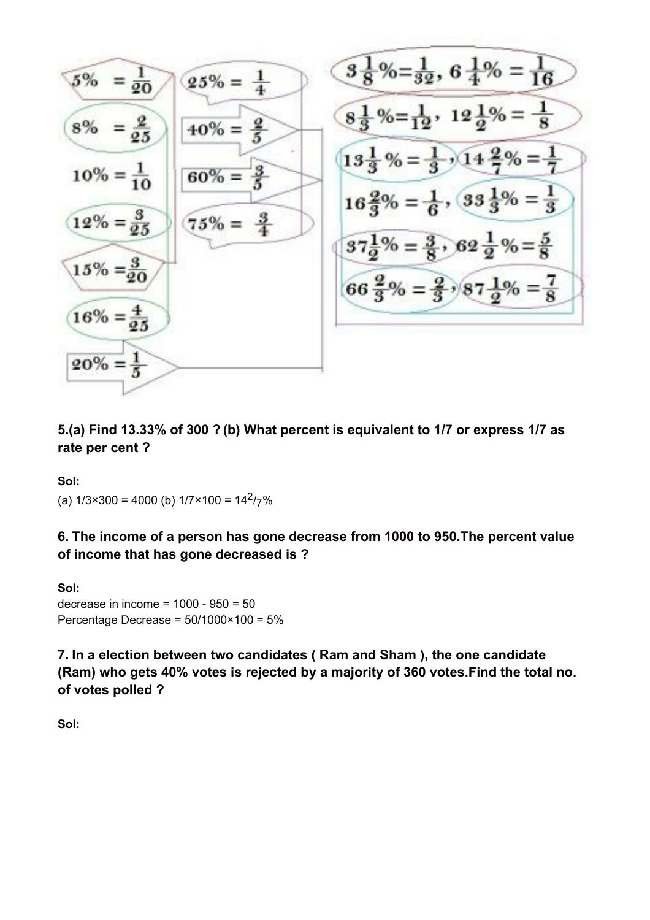$5\% = \frac{1}{20}$

$8\% = \frac{2}{25}$

$10\% = \frac{1}{10}$

$12\% = \frac{3}{25}$

$15\% = \frac{3}{20}$

$16\% = \frac{4}{25}$

$20\% = \frac{1}{5}$

$25\% = \frac{1}{4}$

$40\% = \frac{2}{5}$

$60\% = \frac{3}{5}$

$75\% = \frac{3}{4}$

$3\frac{1}{8}\% = \frac{1}{32}$, $6\frac{1}{4}\% = \frac{1}{16}$

$8\frac{1}{3}\% = \frac{1}{12}$, $12\frac{1}{2}\% = \frac{1}{8}$

$13\frac{1}{3}\% = \frac{1}{3}$, $14\frac{2}{7}\% = \frac{1}{7}$

$16\frac{2}{3}\% = \frac{1}{6}$, $33\frac{1}{3}\% = \frac{1}{3}$

$37\frac{1}{2}\% = \frac{3}{8}$, $62\frac{1}{2}\% = \frac{5}{8}$

$66\frac{2}{3}\% = \frac{2}{3}$, $87\frac{1}{2}\% = \frac{7}{8}$

**5.(a) Find 13.33% of 300 ? (b) What percent is equivalent to 1/7 or express 1/7 as rate per cent ?**

**Sol:**

(a) 1/3×300 = 4000 (b) 1/7×100 = $14^2/_7$%

**6. The income of a person has gone decrease from 1000 to 950.The percent value of income that has gone decreased is ?**

**Sol:**

decrease in income = 1000 - 950 = 50

Percentage Decrease = 50/1000×100 = 5%

**7. In a election between two candidates ( Ram and Sham ), the one candidate (Ram) who gets 40% votes is rejected by a majority of 360 votes.Find the total no. of votes polled ?**

**Sol:**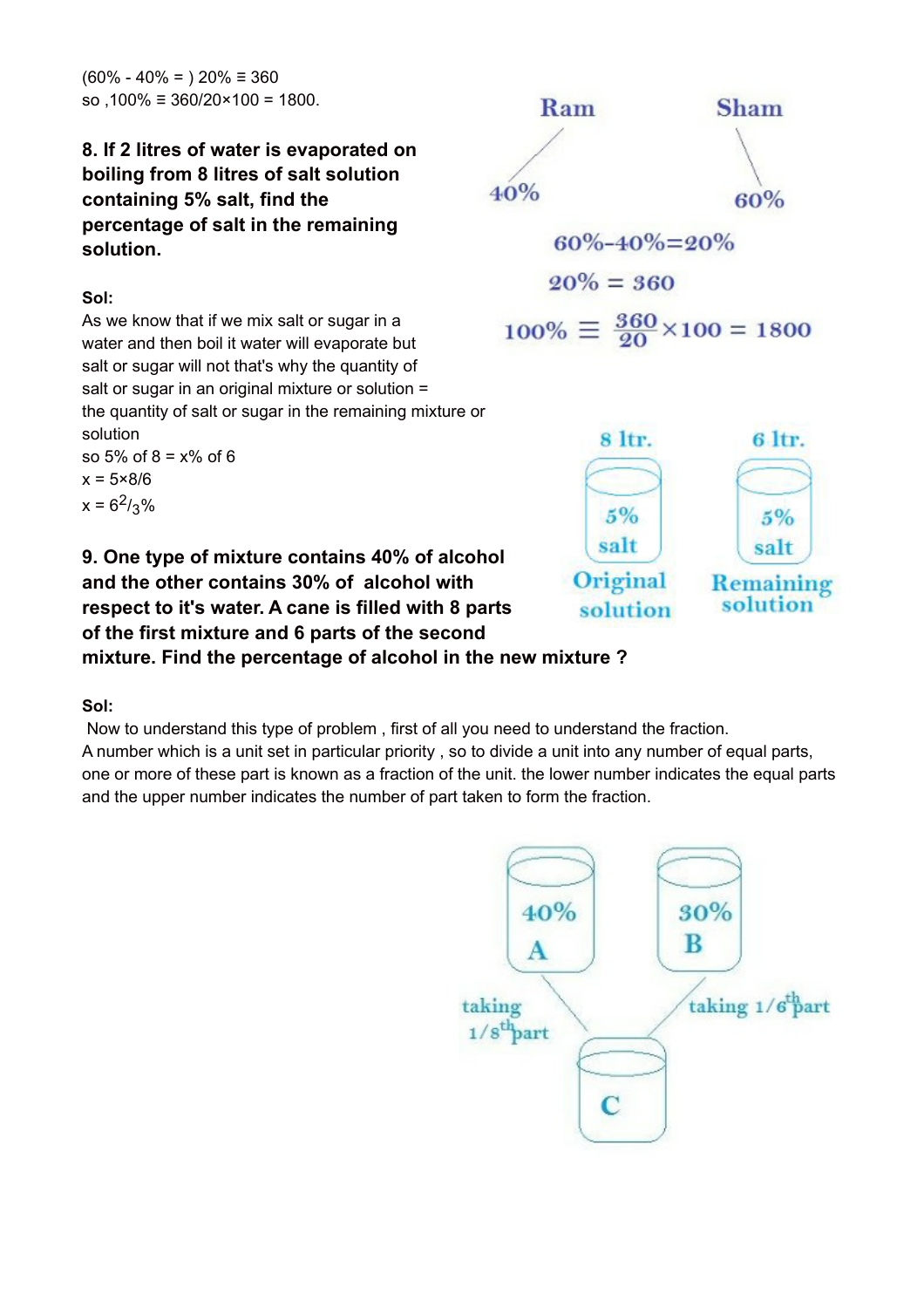(60% - 40% = ) 20% ≡ 360
so ,100% ≡ 360/20×100 = 1800.

Ram

Sham

40%

60%

60%-40%=20%

20% = 360

$100\% \equiv \frac{360}{20} \times 100 = 1800$

**8. If 2 litres of water is evaporated on boiling from 8 litres of salt solution containing 5% salt, find the percentage of salt in the remaining solution.**

**Sol:**
As we know that if we mix salt or sugar in a water and then boil it water will evaporate but salt or sugar will not that's why the quantity of salt or sugar in an original mixture or solution = the quantity of salt or sugar in the remaining mixture or solution
so 5% of 8 = x% of 6
x = 5×8/6
x = $6^2/_3$%

8 ltr. — 5% salt — Original solution

6 ltr. — 5% salt — Remaining solution

**9. One type of mixture contains 40% of alcohol and the other contains 30% of alcohol with respect to it's water. A cane is filled with 8 parts of the first mixture and 6 parts of the second mixture. Find the percentage of alcohol in the new mixture ?**

**Sol:**
Now to understand this type of problem , first of all you need to understand the fraction.
A number which is a unit set in particular priority , so to divide a unit into any number of equal parts, one or more of these part is known as a fraction of the unit. the lower number indicates the equal parts and the upper number indicates the number of part taken to form the fraction.

40% A

30% B

taking $1/8^{th}$ part

taking $1/6^{th}$ part

C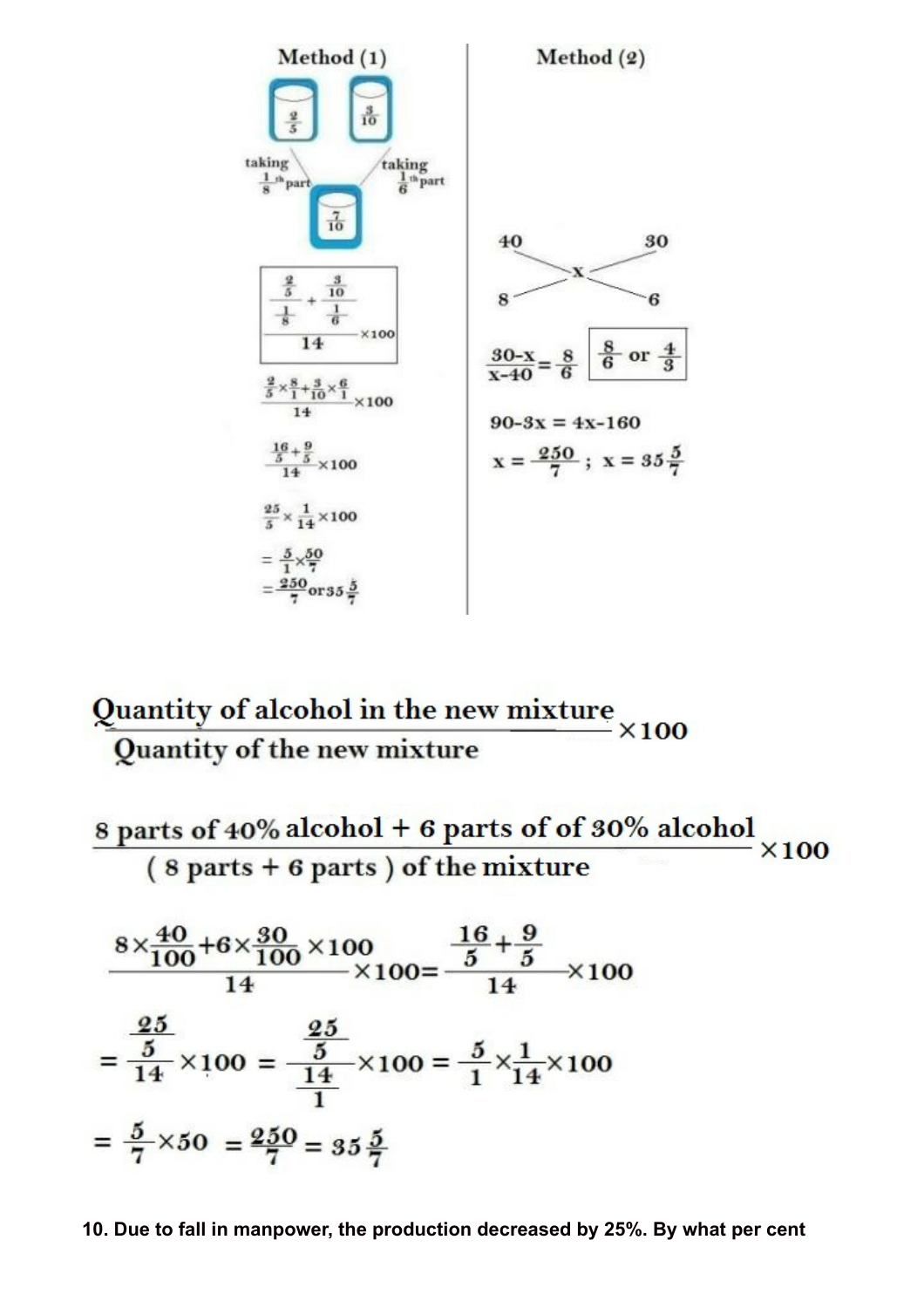**Method (1)**

$\frac{2}{5}$ — taking $\frac{1}{8}$th part

$\frac{3}{10}$ — taking $\frac{1}{6}$th part

$\frac{7}{10}$

$$\frac{\dfrac{\frac{2}{5}}{\frac{1}{8}} + \dfrac{\frac{3}{10}}{\frac{1}{6}}}{14} \times 100$$

$$\frac{\frac{2}{5}\times\frac{8}{1}+\frac{3}{10}\times\frac{6}{1}}{14}\times 100$$

$$\frac{\frac{16}{5}+\frac{9}{5}}{14}\times 100$$

$$\frac{25}{5}\times\frac{1}{14}\times 100$$

$$= \frac{5}{1}\times\frac{50}{7}$$

$$= \frac{250}{7} \text{ or } 35\frac{5}{7}$$

**Method (2)**

40 &nbsp;&nbsp;&nbsp;&nbsp;&nbsp; 30

&nbsp;&nbsp;&nbsp;&nbsp;&nbsp; x

8 &nbsp;&nbsp;&nbsp;&nbsp;&nbsp;&nbsp; 6

$$\frac{30-x}{x-40} = \frac{8}{6} \quad \boxed{\frac{8}{6} \text{ or } \frac{4}{3}}$$

$$90-3x = 4x-160$$

$$x = \frac{250}{7}\ ;\ x = 35\frac{5}{7}$$

$$\frac{\text{Quantity of alcohol in the new mixture}}{\text{Quantity of the new mixture}} \times 100$$

$$\frac{\text{8 parts of 40\% alcohol + 6 parts of of 30\% alcohol}}{\text{( 8 parts + 6 parts ) of the mixture}} \times 100$$

$$\frac{8\times\frac{40}{100}+6\times\frac{30}{100}\times 100}{14}\times 100 = \frac{\frac{16}{5}+\frac{9}{5}}{14}\times 100$$

$$= \frac{\frac{25}{5}}{14}\times 100 = \frac{\frac{25}{5}}{\frac{14}{1}}\times 100 = \frac{5}{1}\times\frac{1}{14}\times 100$$

$$= \frac{5}{7}\times 50 = \frac{250}{7} = 35\frac{5}{7}$$

**10. Due to fall in manpower, the production decreased by 25%. By what per cent**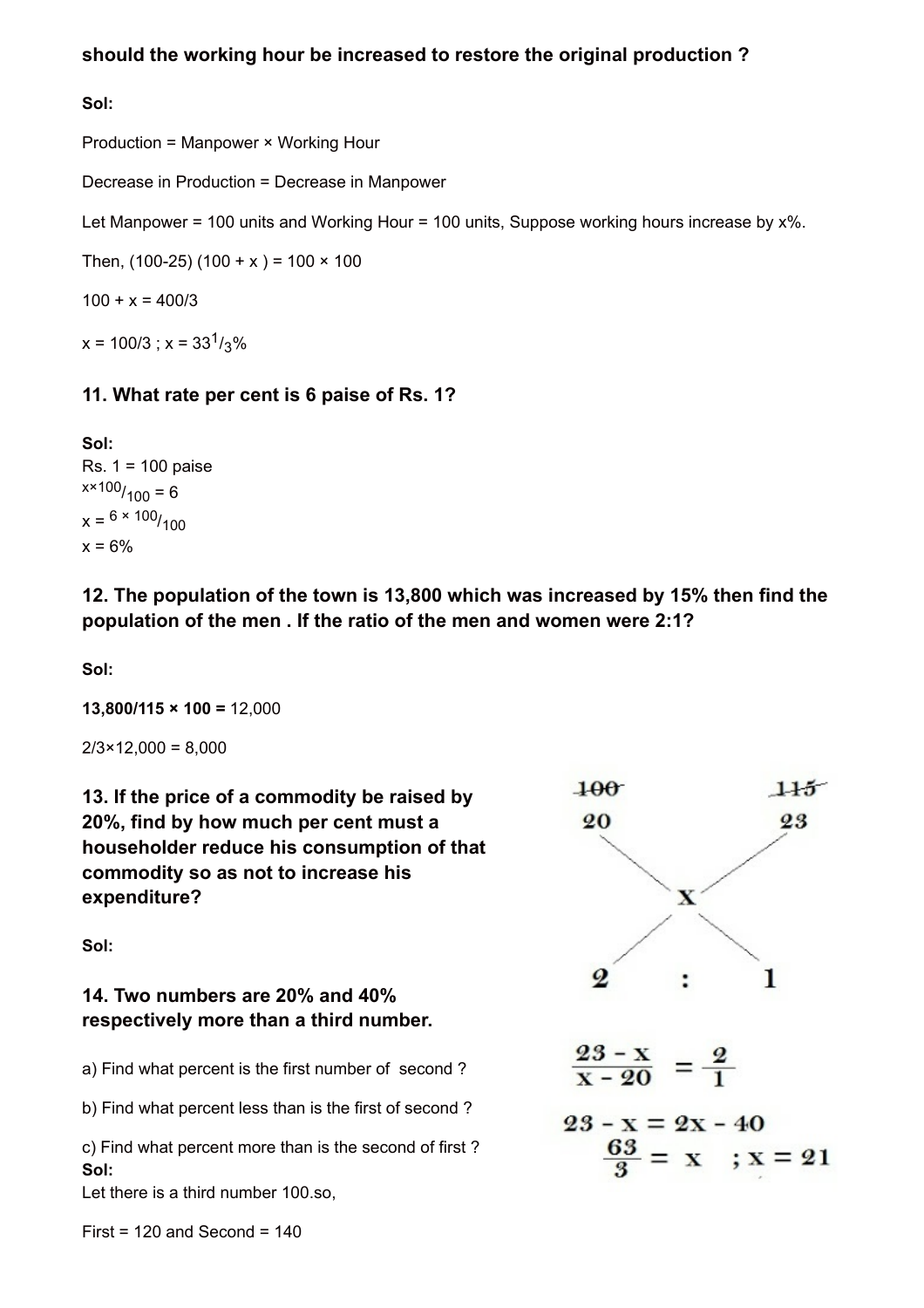**should the working hour be increased to restore the original production ?**

**Sol:**

Production = Manpower × Working Hour

Decrease in Production = Decrease in Manpower

Let Manpower = 100 units and Working Hour = 100 units, Suppose working hours increase by x%.

Then, (100-25) (100 + x ) = 100 × 100

100 + x = 400/3

x = 100/3 ; x = $33^1/_3$%

### 11. What rate per cent is 6 paise of Rs. 1?

**Sol:**
Rs. 1 = 100 paise
$^{x×100}/_{100}$ = 6
x = $^{6 × 100}/_{100}$
x = 6%

### 12. The population of the town is 13,800 which was increased by 15% then find the population of the men . If the ratio of the men and women were 2:1?

**Sol:**

**13,800/115 × 100 =** 12,000

2/3×12,000 = 8,000

### 13. If the price of a commodity be raised by 20%, find by how much per cent must a householder reduce his consumption of that commodity so as not to increase his expenditure?

**Sol:**

~~100~~ ~~115~~
20 23
x
2 : 1

$$\frac{23 - x}{x - 20} = \frac{2}{1}$$

$$23 - x = 2x - 40$$

$$\frac{63}{3} = x \quad ; x = 21$$

### 14. Two numbers are 20% and 40% respectively more than a third number.

a) Find what percent is the first number of second ?

b) Find what percent less than is the first of second ?

c) Find what percent more than is the second of first ?

**Sol:**
Let there is a third number 100.so,

First = 120 and Second = 140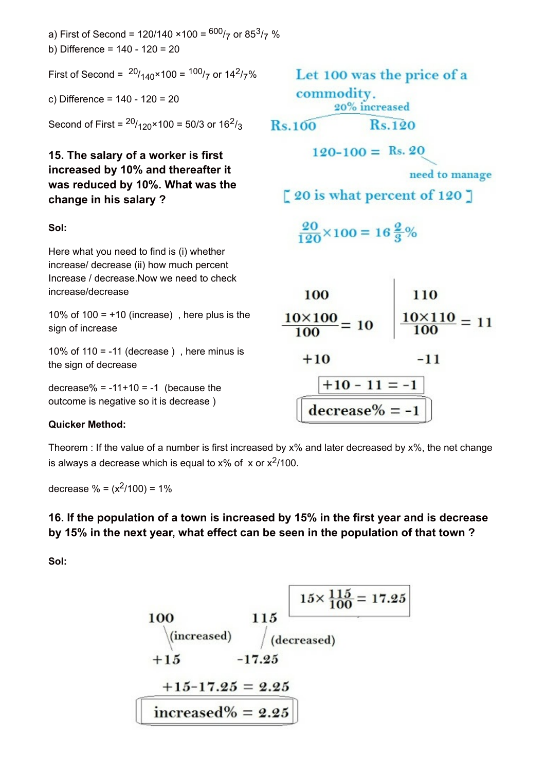a) First of Second = 120/140 ×100 = $^{600}/_7$ or $85^3/_7$ %

b) Difference = 140 - 120 = 20

First of Second = $^{20}/_{140}$×100 = $^{100}/_7$ or $14^2/_7$%

c) Difference = 140 - 120 = 20

Second of First = $^{20}/_{120}$×100 = 50/3 or $16^2/_3$

Let 100 was the price of a commodity.

20% increased

Rs.100 → Rs.120

120-100 = Rs. 20

need to manage

[ 20 is what percent of 120 ]

$$\frac{20}{120}\times 100 = 16\frac{2}{3}\%$$

**15. The salary of a worker is first increased by 10% and thereafter it was reduced by 10%. What was the change in his salary ?**

**Sol:**

Here what you need to find is (i) whether increase/ decrease (ii) how much percent Increase / decrease.Now we need to check increase/decrease

10% of 100 = +10 (increase) , here plus is the sign of increase

10% of 110 = -11 (decrease ) , here minus is the sign of decrease

decrease% = -11+10 = -1 (because the outcome is negative so it is decrease )

| 100 | 110 |
|---|---|
| $\frac{10\times 100}{100} = 10$ | $\frac{10\times 110}{100} = 11$ |
| +10 | -11 |

+10 - 11 = -1

decrease% = -1

**Quicker Method:**

Theorem : If the value of a number is first increased by x% and later decreased by x%, the net change is always a decrease which is equal to x% of x or $x^2/100$.

decrease % = ($x^2$/100) = 1%

**16. If the population of a town is increased by 15% in the first year and is decrease by 15% in the next year, what effect can be seen in the population of that town ?**

**Sol:**

$$15\times\frac{115}{100} = 17.25$$

100 (increased) +15

115 (decreased) -17.25

+15-17.25 = 2.25

increased% = 2.25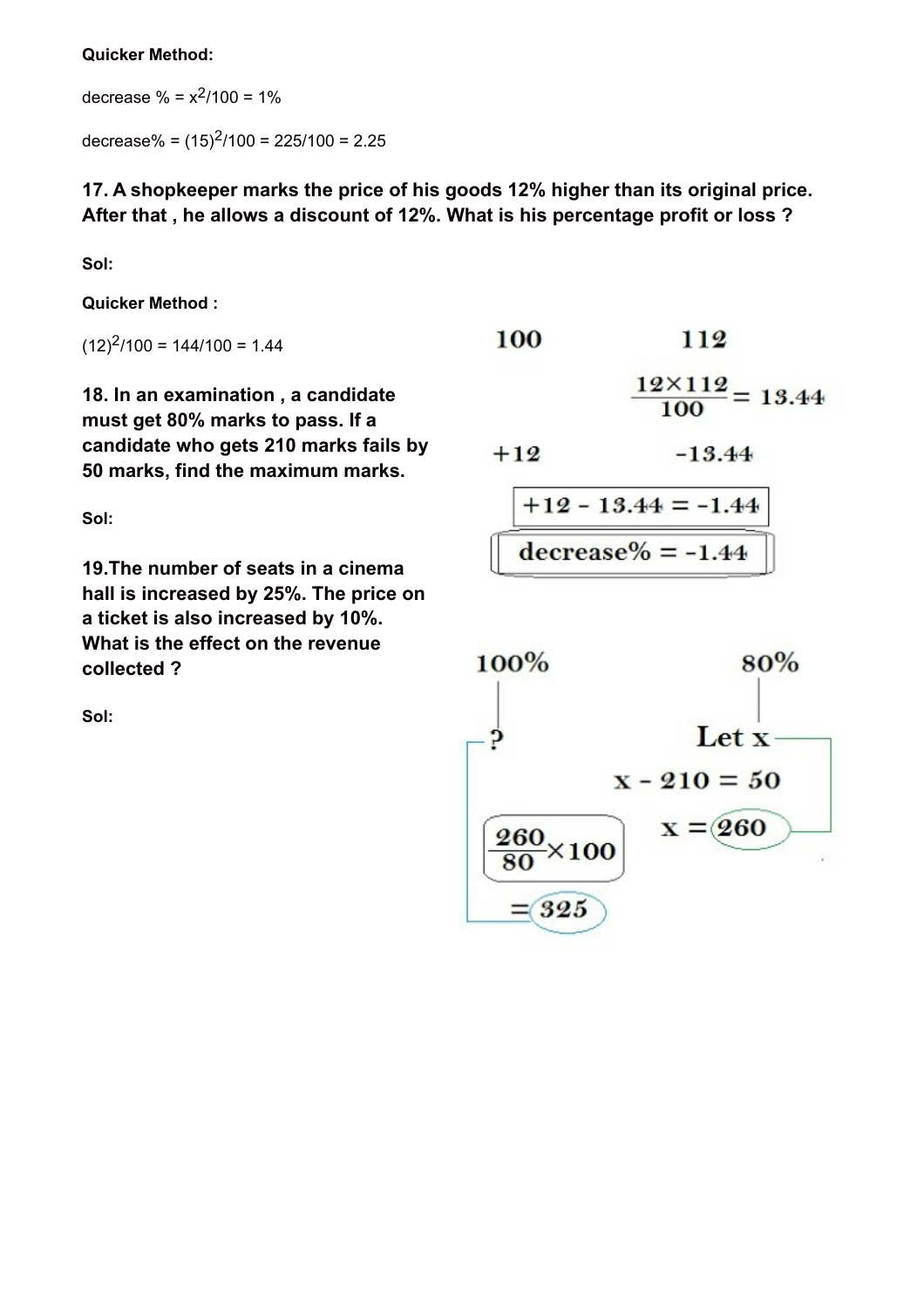**Quicker Method:**

decrease % = $x^2/100$ = 1%

decrease% = $(15)^2/100 = 225/100 = 2.25$

**17. A shopkeeper marks the price of his goods 12% higher than its original price. After that , he allows a discount of 12%. What is his percentage profit or loss ?**

**Sol:**

**Quicker Method :**

$(12)^2/100 = 144/100 = 1.44$

100 &nbsp;&nbsp;&nbsp;&nbsp; 112

$$\frac{12 \times 112}{100} = 13.44$$

+12 &nbsp;&nbsp;&nbsp;&nbsp; -13.44

$$+12 - 13.44 = -1.44$$

$$\text{decrease\%} = -1.44$$

**18. In an examination , a candidate must get 80% marks to pass. If a candidate who gets 210 marks fails by 50 marks, find the maximum marks.**

**Sol:**

100% &nbsp;&nbsp;&nbsp;&nbsp; 80%

? &nbsp;&nbsp;&nbsp;&nbsp; Let x

$$x - 210 = 50$$

$$x = 260$$

$$\frac{260}{80} \times 100 = 325$$

**19.The number of seats in a cinema hall is increased by 25%. The price on a ticket is also increased by 10%. What is the effect on the revenue collected ?**

**Sol:**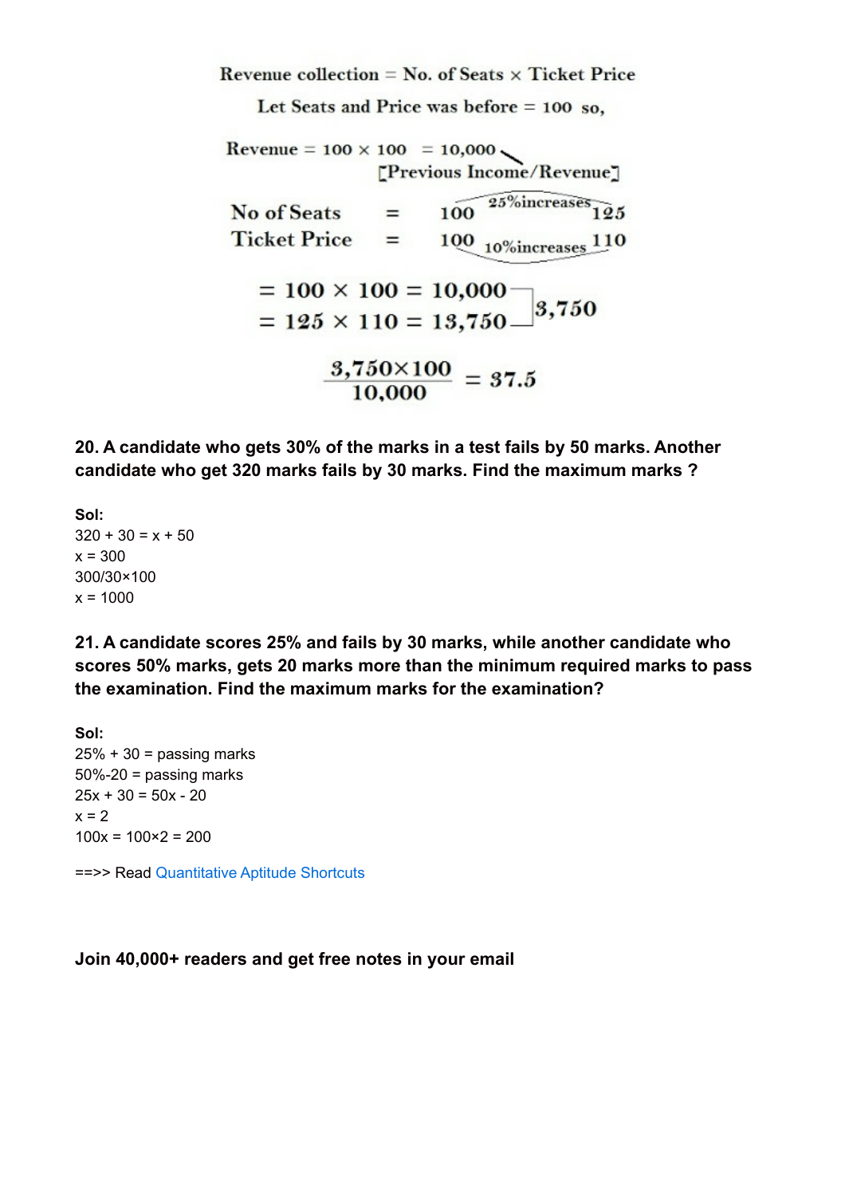Revenue collection = No. of Seats × Ticket Price

Let Seats and Price was before = 100 so,

Revenue = 100 × 100 = 10,000 [Previous Income/Revenue]

No of Seats = 100 → 125 (25% increases)

Ticket Price = 100 → 110 (10% increases)

$$= 100 \times 100 = 10,000$$
$$= 125 \times 110 = 13,750$$

3,750

$$\frac{3,750 \times 100}{10,000} = 37.5$$

**20. A candidate who gets 30% of the marks in a test fails by 50 marks. Another candidate who get 320 marks fails by 30 marks. Find the maximum marks ?**

**Sol:**

320 + 30 = x + 50

x = 300

300/30×100

x = 1000

**21. A candidate scores 25% and fails by 30 marks, while another candidate who scores 50% marks, gets 20 marks more than the minimum required marks to pass the examination. Find the maximum marks for the examination?**

**Sol:**

25% + 30 = passing marks

50%-20 = passing marks

25x + 30 = 50x - 20

x = 2

100x = 100×2 = 200

==>> Read Quantitative Aptitude Shortcuts

**Join 40,000+ readers and get free notes in your email**